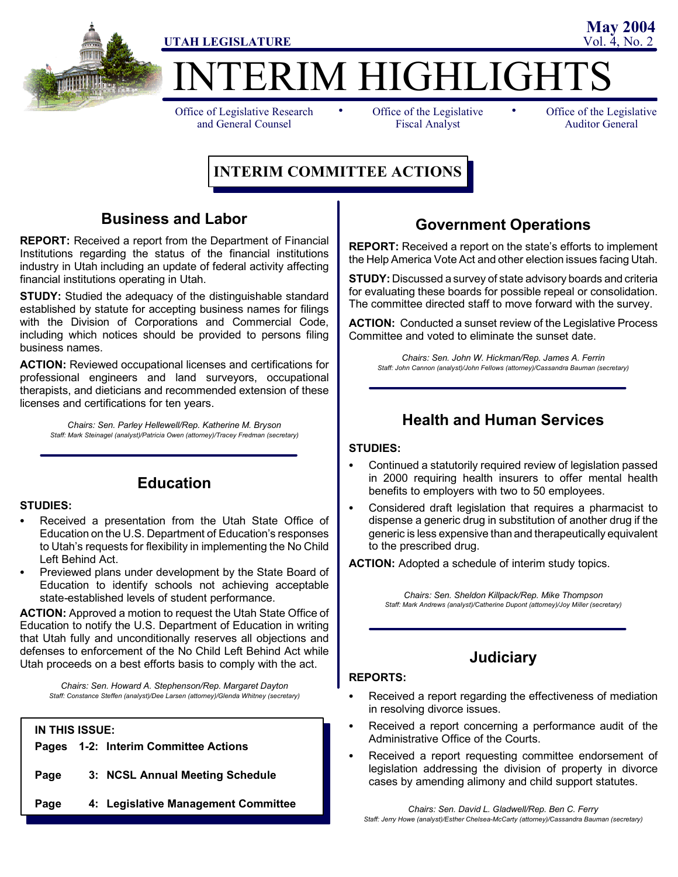UTAH LEGISLATURE

May 2004
Vol. 4, No. 2

# INTERIM HIGHLIGHTS

Office of Legislative Research and General Counsel • Office of the Legislative Fiscal Analyst • Office of the Legislative Auditor General

## INTERIM COMMITTEE ACTIONS

### Business and Labor

**REPORT:** Received a report from the Department of Financial Institutions regarding the status of the financial institutions industry in Utah including an update of federal activity affecting financial institutions operating in Utah.

**STUDY:** Studied the adequacy of the distinguishable standard established by statute for accepting business names for filings with the Division of Corporations and Commercial Code, including which notices should be provided to persons filing business names.

**ACTION:** Reviewed occupational licenses and certifications for professional engineers and land surveyors, occupational therapists, and dieticians and recommended extension of these licenses and certifications for ten years.

*Chairs: Sen. Parley Hellewell/Rep. Katherine M. Bryson*
*Staff: Mark Steinagel (analyst)/Patricia Owen (attorney)/Tracey Fredman (secretary)*

### Education

**STUDIES:**

- Received a presentation from the Utah State Office of Education on the U.S. Department of Education's responses to Utah's requests for flexibility in implementing the No Child Left Behind Act.
- Previewed plans under development by the State Board of Education to identify schools not achieving acceptable state-established levels of student performance.

**ACTION:** Approved a motion to request the Utah State Office of Education to notify the U.S. Department of Education in writing that Utah fully and unconditionally reserves all objections and defenses to enforcement of the No Child Left Behind Act while Utah proceeds on a best efforts basis to comply with the act.

*Chairs: Sen. Howard A. Stephenson/Rep. Margaret Dayton*
*Staff: Constance Steffen (analyst)/Dee Larsen (attorney)/Glenda Whitney (secretary)*

**IN THIS ISSUE:**

**Pages 1-2: Interim Committee Actions**

**Page 3: NCSL Annual Meeting Schedule**

**Page 4: Legislative Management Committee**

### Government Operations

**REPORT:** Received a report on the state's efforts to implement the Help America Vote Act and other election issues facing Utah.

**STUDY:** Discussed a survey of state advisory boards and criteria for evaluating these boards for possible repeal or consolidation. The committee directed staff to move forward with the survey.

**ACTION:** Conducted a sunset review of the Legislative Process Committee and voted to eliminate the sunset date.

*Chairs: Sen. John W. Hickman/Rep. James A. Ferrin*
*Staff: John Cannon (analyst)/John Fellows (attorney)/Cassandra Bauman (secretary)*

### Health and Human Services

**STUDIES:**

- Continued a statutorily required review of legislation passed in 2000 requiring health insurers to offer mental health benefits to employers with two to 50 employees.
- Considered draft legislation that requires a pharmacist to dispense a generic drug in substitution of another drug if the generic is less expensive than and therapeutically equivalent to the prescribed drug.

**ACTION:** Adopted a schedule of interim study topics.

*Chairs: Sen. Sheldon Killpack/Rep. Mike Thompson*
*Staff: Mark Andrews (analyst)/Catherine Dupont (attorney)/Joy Miller (secretary)*

### Judiciary

**REPORTS:**

- Received a report regarding the effectiveness of mediation in resolving divorce issues.
- Received a report concerning a performance audit of the Administrative Office of the Courts.
- Received a report requesting committee endorsement of legislation addressing the division of property in divorce cases by amending alimony and child support statutes.

*Chairs: Sen. David L. Gladwell/Rep. Ben C. Ferry*
*Staff: Jerry Howe (analyst)/Esther Chelsea-McCarty (attorney)/Cassandra Bauman (secretary)*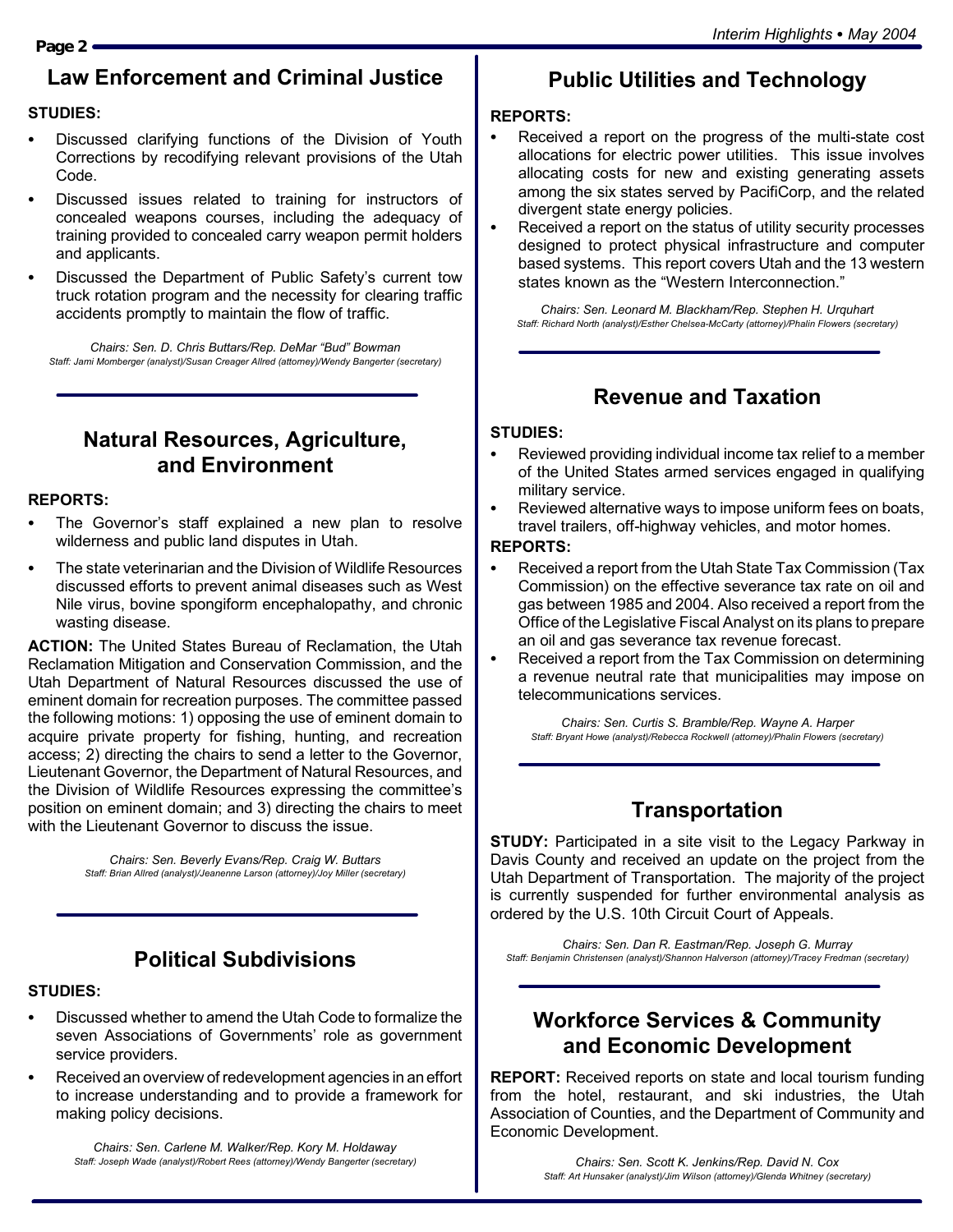## Law Enforcement and Criminal Justice

**STUDIES:**

- Discussed clarifying functions of the Division of Youth Corrections by recodifying relevant provisions of the Utah Code.
- Discussed issues related to training for instructors of concealed weapons courses, including the adequacy of training provided to concealed carry weapon permit holders and applicants.
- Discussed the Department of Public Safety's current tow truck rotation program and the necessity for clearing traffic accidents promptly to maintain the flow of traffic.

*Chairs: Sen. D. Chris Buttars/Rep. DeMar "Bud" Bowman*
*Staff: Jami Momberger (analyst)/Susan Creager Allred (attorney)/Wendy Bangerter (secretary)*

## Natural Resources, Agriculture, and Environment

**REPORTS:**

- The Governor's staff explained a new plan to resolve wilderness and public land disputes in Utah.
- The state veterinarian and the Division of Wildlife Resources discussed efforts to prevent animal diseases such as West Nile virus, bovine spongiform encephalopathy, and chronic wasting disease.

**ACTION:** The United States Bureau of Reclamation, the Utah Reclamation Mitigation and Conservation Commission, and the Utah Department of Natural Resources discussed the use of eminent domain for recreation purposes. The committee passed the following motions: 1) opposing the use of eminent domain to acquire private property for fishing, hunting, and recreation access; 2) directing the chairs to send a letter to the Governor, Lieutenant Governor, the Department of Natural Resources, and the Division of Wildlife Resources expressing the committee's position on eminent domain; and 3) directing the chairs to meet with the Lieutenant Governor to discuss the issue.

*Chairs: Sen. Beverly Evans/Rep. Craig W. Buttars*
*Staff: Brian Allred (analyst)/Jeanenne Larson (attorney)/Joy Miller (secretary)*

## Political Subdivisions

**STUDIES:**

- Discussed whether to amend the Utah Code to formalize the seven Associations of Governments' role as government service providers.
- Received an overview of redevelopment agencies in an effort to increase understanding and to provide a framework for making policy decisions.

*Chairs: Sen. Carlene M. Walker/Rep. Kory M. Holdaway*
*Staff: Joseph Wade (analyst)/Robert Rees (attorney)/Wendy Bangerter (secretary)*

## Public Utilities and Technology

**REPORTS:**

- Received a report on the progress of the multi-state cost allocations for electric power utilities. This issue involves allocating costs for new and existing generating assets among the six states served by PacifiCorp, and the related divergent state energy policies.
- Received a report on the status of utility security processes designed to protect physical infrastructure and computer based systems. This report covers Utah and the 13 western states known as the "Western Interconnection."

*Chairs: Sen. Leonard M. Blackham/Rep. Stephen H. Urquhart*
*Staff: Richard North (analyst)/Esther Chelsea-McCarty (attorney)/Phalin Flowers (secretary)*

## Revenue and Taxation

**STUDIES:**

- Reviewed providing individual income tax relief to a member of the United States armed services engaged in qualifying military service.
- Reviewed alternative ways to impose uniform fees on boats, travel trailers, off-highway vehicles, and motor homes.

**REPORTS:**

- Received a report from the Utah State Tax Commission (Tax Commission) on the effective severance tax rate on oil and gas between 1985 and 2004. Also received a report from the Office of the Legislative Fiscal Analyst on its plans to prepare an oil and gas severance tax revenue forecast.
- Received a report from the Tax Commission on determining a revenue neutral rate that municipalities may impose on telecommunications services.

*Chairs: Sen. Curtis S. Bramble/Rep. Wayne A. Harper*
*Staff: Bryant Howe (analyst)/Rebecca Rockwell (attorney)/Phalin Flowers (secretary)*

## Transportation

**STUDY:** Participated in a site visit to the Legacy Parkway in Davis County and received an update on the project from the Utah Department of Transportation. The majority of the project is currently suspended for further environmental analysis as ordered by the U.S. 10th Circuit Court of Appeals.

*Chairs: Sen. Dan R. Eastman/Rep. Joseph G. Murray*
*Staff: Benjamin Christensen (analyst)/Shannon Halverson (attorney)/Tracey Fredman (secretary)*

## Workforce Services & Community and Economic Development

**REPORT:** Received reports on state and local tourism funding from the hotel, restaurant, and ski industries, the Utah Association of Counties, and the Department of Community and Economic Development.

*Chairs: Sen. Scott K. Jenkins/Rep. David N. Cox*
*Staff: Art Hunsaker (analyst)/Jim Wilson (attorney)/Glenda Whitney (secretary)*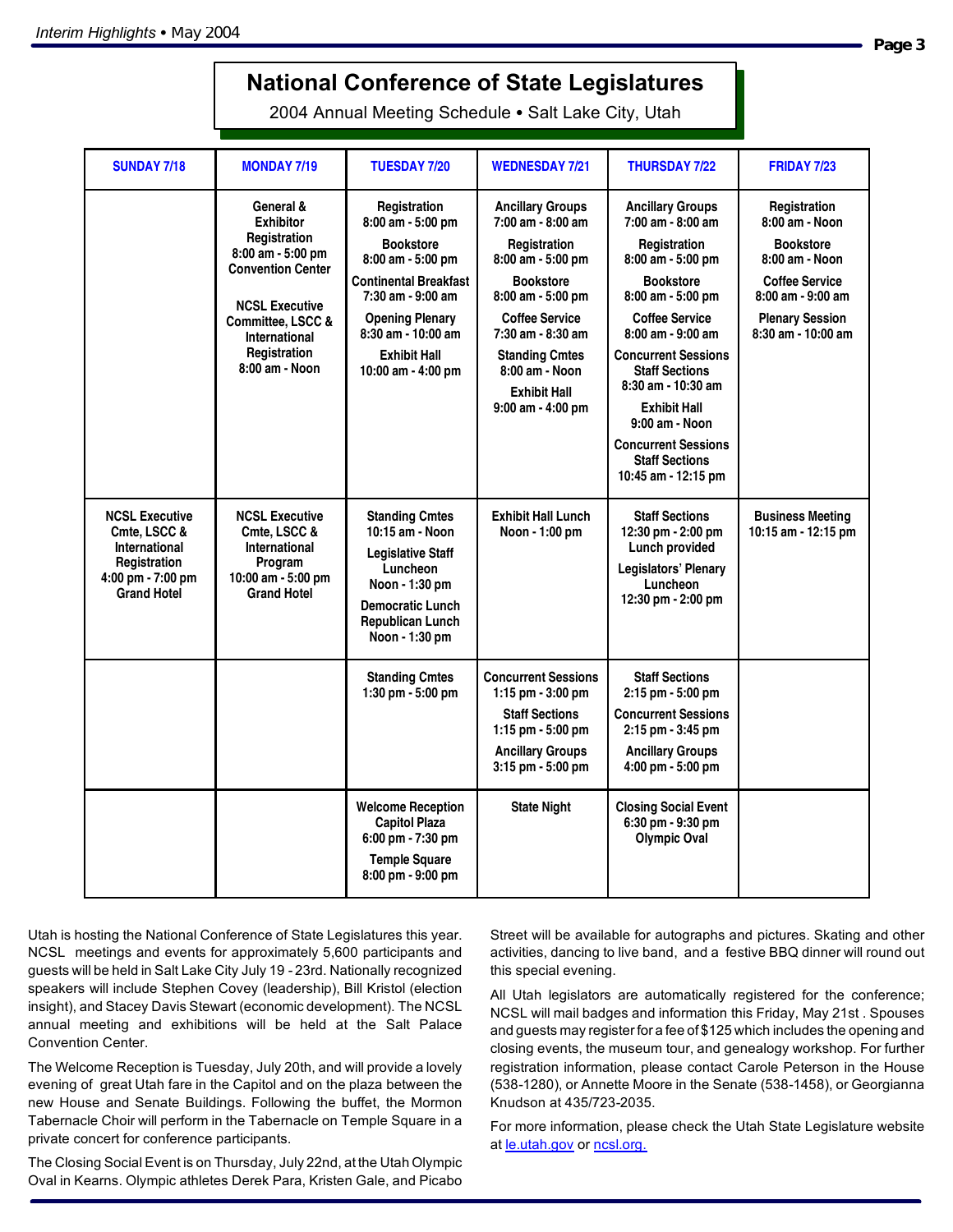# National Conference of State Legislatures

2004 Annual Meeting Schedule • Salt Lake City, Utah

| SUNDAY 7/18 | MONDAY 7/19 | TUESDAY 7/20 | WEDNESDAY 7/21 | THURSDAY 7/22 | FRIDAY 7/23 |
|---|---|---|---|---|---|
| | General & Exhibitor Registration 8:00 am - 5:00 pm Convention Center<br>NCSL Executive Committee, LSCC & International Registration 8:00 am - Noon | Registration 8:00 am - 5:00 pm<br>Bookstore 8:00 am - 5:00 pm<br>Continental Breakfast 7:30 am - 9:00 am<br>Opening Plenary 8:30 am - 10:00 am<br>Exhibit Hall 10:00 am - 4:00 pm | Ancillary Groups 7:00 am - 8:00 am<br>Registration 8:00 am - 5:00 pm<br>Bookstore 8:00 am - 5:00 pm<br>Coffee Service 7:30 am - 8:30 am<br>Standing Cmtes 8:00 am - Noon<br>Exhibit Hall 9:00 am - 4:00 pm | Ancillary Groups 7:00 am - 8:00 am<br>Registration 8:00 am - 5:00 pm<br>Bookstore 8:00 am - 5:00 pm<br>Coffee Service 8:00 am - 9:00 am<br>Concurrent Sessions Staff Sections 8:30 am - 10:30 am<br>Exhibit Hall 9:00 am - Noon<br>Concurrent Sessions Staff Sections 10:45 am - 12:15 pm | Registration 8:00 am - Noon<br>Bookstore 8:00 am - Noon<br>Coffee Service 8:00 am - 9:00 am<br>Plenary Session 8:30 am - 10:00 am |
| NCSL Executive Cmte, LSCC & International Registration 4:00 pm - 7:00 pm Grand Hotel | NCSL Executive Cmte, LSCC & International Program 10:00 am - 5:00 pm Grand Hotel | Standing Cmtes 10:15 am - Noon<br>Legislative Staff Luncheon Noon - 1:30 pm<br>Democratic Lunch Republican Lunch Noon - 1:30 pm | Exhibit Hall Lunch Noon - 1:00 pm | Staff Sections 12:30 pm - 2:00 pm Lunch provided<br>Legislators' Plenary Luncheon 12:30 pm - 2:00 pm | Business Meeting 10:15 am - 12:15 pm |
| | | Standing Cmtes 1:30 pm - 5:00 pm | Concurrent Sessions 1:15 pm - 3:00 pm<br>Staff Sections 1:15 pm - 5:00 pm<br>Ancillary Groups 3:15 pm - 5:00 pm | Staff Sections 2:15 pm - 5:00 pm<br>Concurrent Sessions 2:15 pm - 3:45 pm<br>Ancillary Groups 4:00 pm - 5:00 pm | |
| | | Welcome Reception Capitol Plaza 6:00 pm - 7:30 pm<br>Temple Square 8:00 pm - 9:00 pm | State Night | Closing Social Event 6:30 pm - 9:30 pm Olympic Oval | |

Utah is hosting the National Conference of State Legislatures this year. NCSL meetings and events for approximately 5,600 participants and guests will be held in Salt Lake City July 19 - 23rd. Nationally recognized speakers will include Stephen Covey (leadership), Bill Kristol (election insight), and Stacey Davis Stewart (economic development). The NCSL annual meeting and exhibitions will be held at the Salt Palace Convention Center.

The Welcome Reception is Tuesday, July 20th, and will provide a lovely evening of great Utah fare in the Capitol and on the plaza between the new House and Senate Buildings. Following the buffet, the Mormon Tabernacle Choir will perform in the Tabernacle on Temple Square in a private concert for conference participants.

The Closing Social Event is on Thursday, July 22nd, at the Utah Olympic Oval in Kearns. Olympic athletes Derek Para, Kristen Gale, and Picabo Street will be available for autographs and pictures. Skating and other activities, dancing to live band, and a festive BBQ dinner will round out this special evening.

All Utah legislators are automatically registered for the conference; NCSL will mail badges and information this Friday, May 21st . Spouses and guests may register for a fee of $125 which includes the opening and closing events, the museum tour, and genealogy workshop. For further registration information, please contact Carole Peterson in the House (538-1280), or Annette Moore in the Senate (538-1458), or Georgianna Knudson at 435/723-2035.

For more information, please check the Utah State Legislature website at le.utah.gov or ncsl.org.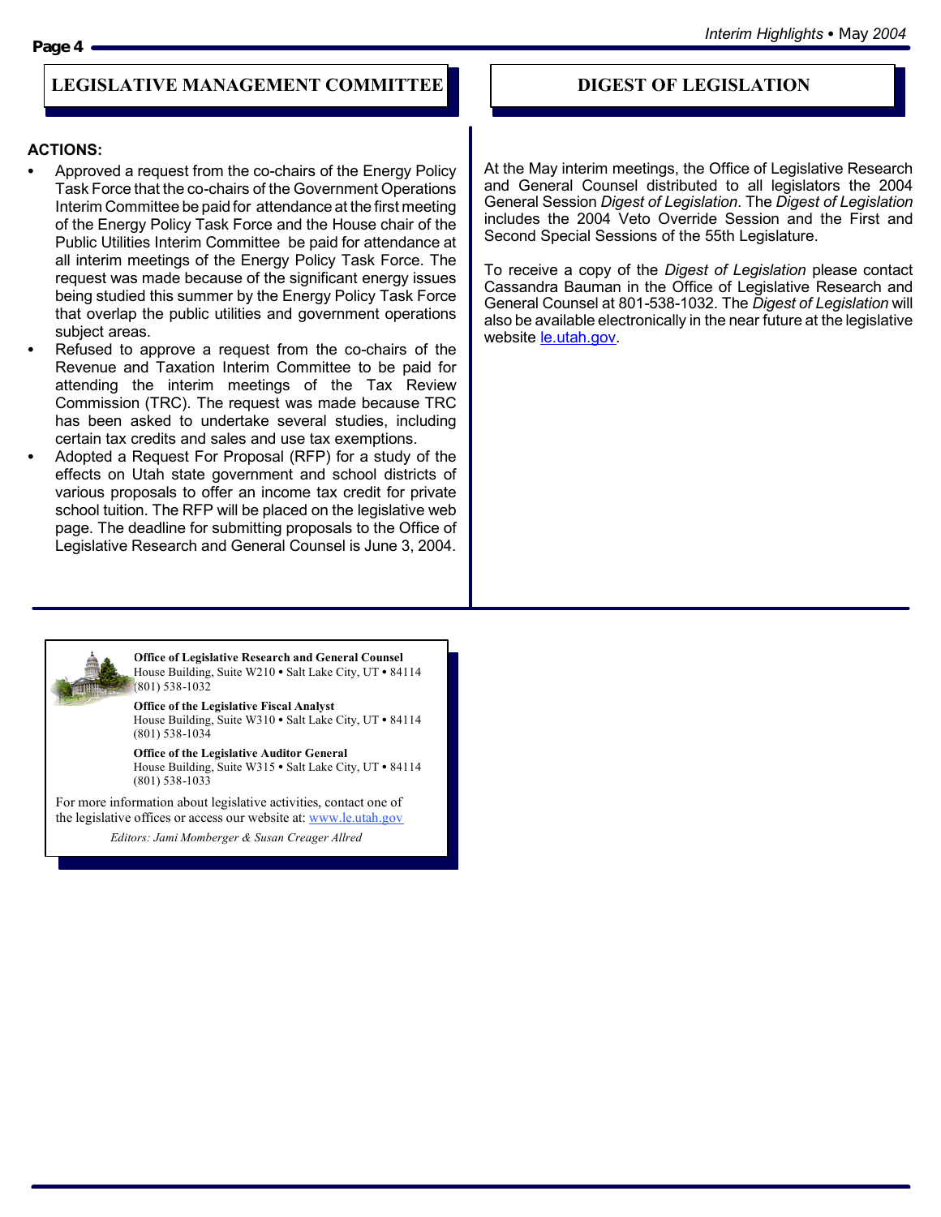## LEGISLATIVE MANAGEMENT COMMITTEE

**ACTIONS:**

- Approved a request from the co-chairs of the Energy Policy Task Force that the co-chairs of the Government Operations Interim Committee be paid for attendance at the first meeting of the Energy Policy Task Force and the House chair of the Public Utilities Interim Committee be paid for attendance at all interim meetings of the Energy Policy Task Force. The request was made because of the significant energy issues being studied this summer by the Energy Policy Task Force that overlap the public utilities and government operations subject areas.
- Refused to approve a request from the co-chairs of the Revenue and Taxation Interim Committee to be paid for attending the interim meetings of the Tax Review Commission (TRC). The request was made because TRC has been asked to undertake several studies, including certain tax credits and sales and use tax exemptions.
- Adopted a Request For Proposal (RFP) for a study of the effects on Utah state government and school districts of various proposals to offer an income tax credit for private school tuition. The RFP will be placed on the legislative web page. The deadline for submitting proposals to the Office of Legislative Research and General Counsel is June 3, 2004.

## DIGEST OF LEGISLATION

At the May interim meetings, the Office of Legislative Research and General Counsel distributed to all legislators the 2004 General Session *Digest of Legislation*. The *Digest of Legislation* includes the 2004 Veto Override Session and the First and Second Special Sessions of the 55th Legislature.

To receive a copy of the *Digest of Legislation* please contact Cassandra Bauman in the Office of Legislative Research and General Counsel at 801-538-1032. The *Digest of Legislation* will also be available electronically in the near future at the legislative website le.utah.gov.

---

**Office of Legislative Research and General Counsel**
House Building, Suite W210 • Salt Lake City, UT • 84114
(801) 538-1032

**Office of the Legislative Fiscal Analyst**
House Building, Suite W310 • Salt Lake City, UT • 84114
(801) 538-1034

**Office of the Legislative Auditor General**
House Building, Suite W315 • Salt Lake City, UT • 84114
(801) 538-1033

For more information about legislative activities, contact one of the legislative offices or access our website at: www.le.utah.gov

*Editors: Jami Momberger & Susan Creager Allred*